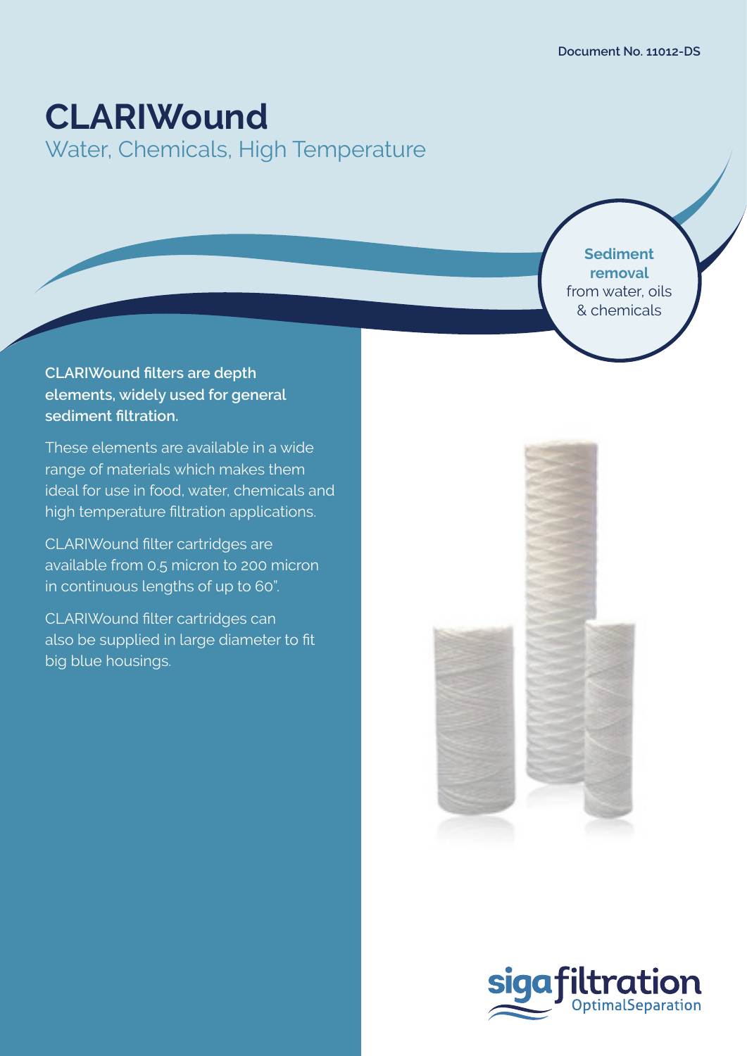Document No. 11012-DS

# CLARIWound

## Water, Chemicals, High Temperature

**Sediment removal** from water, oils & chemicals

**CLARIWound filters are depth elements, widely used for general sediment filtration.**

These elements are available in a wide range of materials which makes them ideal for use in food, water, chemicals and high temperature filtration applications.

CLARIWound filter cartridges are available from 0.5 micron to 200 micron in continuous lengths of up to 60".

CLARIWound filter cartridges can also be supplied in large diameter to fit big blue housings.

sigafiltration OptimalSeparation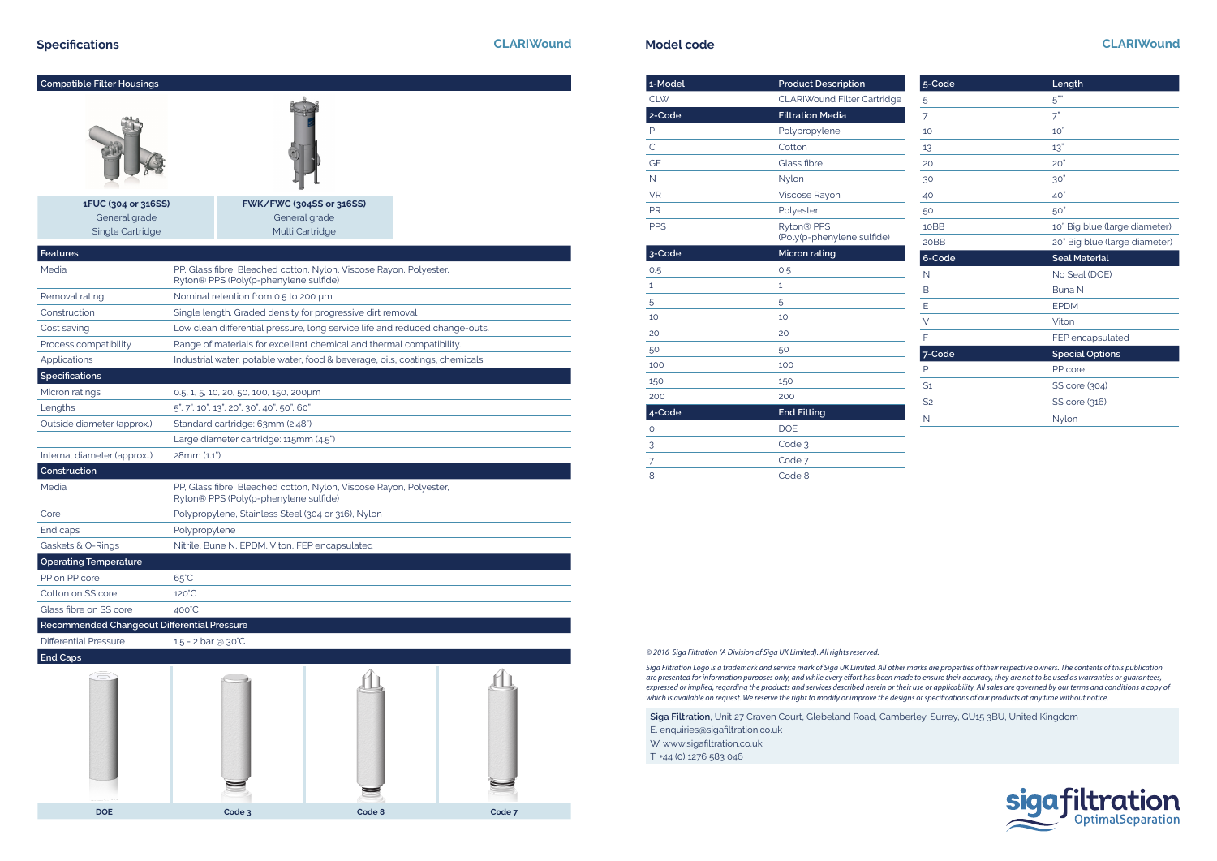## Specifications

CLARIWound

| Compatible Filter Housings | |
|---|---|
| 1FUC (304 or 316SS) General grade Single Cartridge | FWK/FWC (304SS or 316SS) General grade Multi Cartridge |

| Features | |
|---|---|
| Media | PP, Glass fibre, Bleached cotton, Nylon, Viscose Rayon, Polyester, Ryton® PPS (Poly(p-phenylene sulfide) |
| Removal rating | Nominal retention from 0.5 to 200 µm |
| Construction | Single length. Graded density for progressive dirt removal |
| Cost saving | Low clean differential pressure, long service life and reduced change-outs. |
| Process compatibility | Range of materials for excellent chemical and thermal compatibility. |
| Applications | Industrial water, potable water, food & beverage, oils, coatings, chemicals |
| **Specifications** | |
| Micron ratings | 0.5, 1, 5, 10, 20, 50, 100, 150, 200µm |
| Lengths | 5", 7", 10", 13", 20", 30", 40", 50", 60" |
| Outside diameter (approx.) | Standard cartridge: 63mm (2.48") |
| | Large diameter cartridge: 115mm (4.5") |
| Internal diameter (approx..) | 28mm (1.1") |
| **Construction** | |
| Media | PP, Glass fibre, Bleached cotton, Nylon, Viscose Rayon, Polyester, Ryton® PPS (Poly(p-phenylene sulfide) |
| Core | Polypropylene, Stainless Steel (304 or 316), Nylon |
| End caps | Polypropylene |
| Gaskets & O-Rings | Nitrile, Bune N, EPDM, Viton, FEP encapsulated |
| **Operating Temperature** | |
| PP on PP core | 65˚C |
| Cotton on SS core | 120˚C |
| Glass fibre on SS core | 400˚C |
| **Recommended Changeout Differential Pressure** | |
| Differential Pressure | 1.5 - 2 bar @ 30˚C |

**End Caps**

DOE | Code 3 | Code 8 | Code 7

## Model code

CLARIWound

| 1-Model | Product Description |
|---|---|
| CLW | CLARIWound Filter Cartridge |
| **2-Code** | **Filtration Media** |
| P | Polypropylene |
| C | Cotton |
| GF | Glass fibre |
| N | Nylon |
| VR | Viscose Rayon |
| PR | Polyester |
| PPS | Ryton® PPS (Poly(p-phenylene sulfide) |
| **3-Code** | **Micron rating** |
| 0.5 | 0.5 |
| 1 | 1 |
| 5 | 5 |
| 10 | 10 |
| 20 | 20 |
| 50 | 50 |
| 100 | 100 |
| 150 | 150 |
| 200 | 200 |
| **4-Code** | **End Fitting** |
| 0 | DOE |
| 3 | Code 3 |
| 7 | Code 7 |
| 8 | Code 8 |

| 5-Code | Length |
|---|---|
| 5 | 5"" |
| 7 | 7" |
| 10 | 10" |
| 13 | 13" |
| 20 | 20" |
| 30 | 30" |
| 40 | 40" |
| 50 | 50" |
| 10BB | 10" Big blue (large diameter) |
| 20BB | 20" Big blue (large diameter) |
| **6-Code** | **Seal Material** |
| N | No Seal (DOE) |
| B | Buna N |
| E | EPDM |
| V | Viton |
| F | FEP encapsulated |
| **7-Code** | **Special Options** |
| P | PP core |
| S1 | SS core (304) |
| S2 | SS core (316) |
| N | Nylon |

*© 2016 Siga Filtration (A Division of Siga UK Limited). All rights reserved.*

*Siga Filtration Logo is a trademark and service mark of Siga UK Limited. All other marks are properties of their respective owners. The contents of this publication are presented for information purposes only, and while every effort has been made to ensure their accuracy, they are not to be used as warranties or guarantees, expressed or implied, regarding the products and services described herein or their use or applicability. All sales are governed by our terms and conditions a copy of which is available on request. We reserve the right to modify or improve the designs or specifications of our products at any time without notice.*

**Siga Filtration**, Unit 27 Craven Court, Glebeland Road, Camberley, Surrey, GU15 3BU, United Kingdom
E. enquiries@sigafiltration.co.uk
W. www.sigafiltration.co.uk
T. +44 (0) 1276 583 046

sigafiltration OptimalSeparation